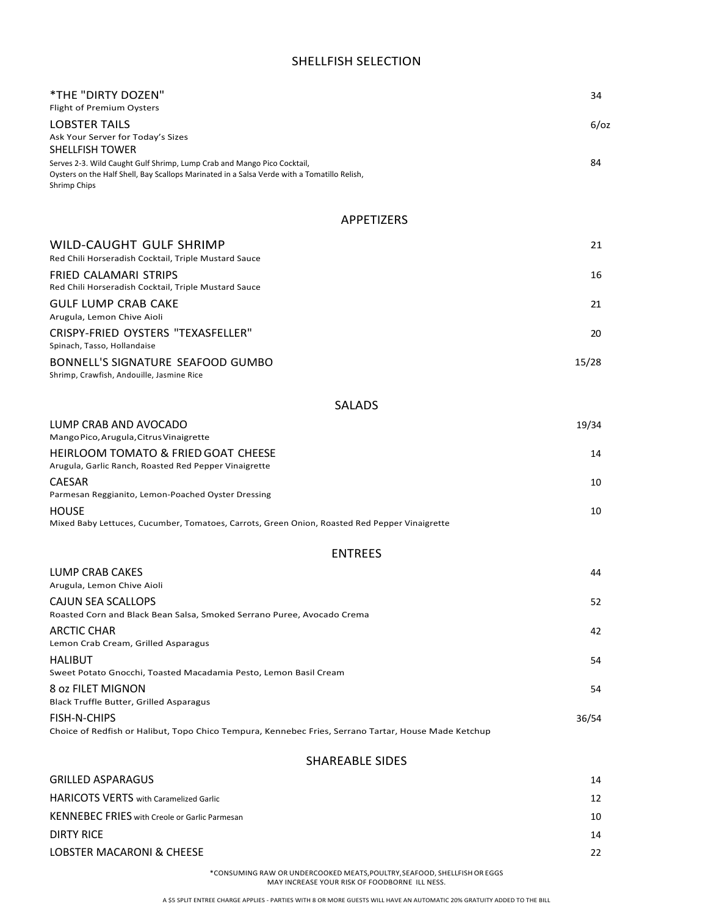## SHELLFISH SELECTION

**\*THE "DIRTY DOZEN"** — 34
Flight of Premium Oysters

**LOBSTER TAILS** — 6/oz
Ask Your Server for Today's Sizes

**SHELLFISH TOWER** — 84
Serves 2-3. Wild Caught Gulf Shrimp, Lump Crab and Mango Pico Cocktail,
Oysters on the Half Shell, Bay Scallops Marinated in a Salsa Verde with a Tomatillo Relish,
Shrimp Chips

## APPETIZERS

**WILD-CAUGHT GULF SHRIMP** — 21
Red Chili Horseradish Cocktail, Triple Mustard Sauce

**FRIED CALAMARI STRIPS** — 16
Red Chili Horseradish Cocktail, Triple Mustard Sauce

**GULF LUMP CRAB CAKE** — 21
Arugula, Lemon Chive Aioli

**CRISPY-FRIED OYSTERS "TEXASFELLER"** — 20
Spinach, Tasso, Hollandaise

**BONNELL'S SIGNATURE SEAFOOD GUMBO** — 15/28
Shrimp, Crawfish, Andouille, Jasmine Rice

## SALADS

**LUMP CRAB AND AVOCADO** — 19/34
Mango Pico, Arugula, Citrus Vinaigrette

**HEIRLOOM TOMATO & FRIED GOAT CHEESE** — 14
Arugula, Garlic Ranch, Roasted Red Pepper Vinaigrette

**CAESAR** — 10
Parmesan Reggianito, Lemon-Poached Oyster Dressing

**HOUSE** — 10
Mixed Baby Lettuces, Cucumber, Tomatoes, Carrots, Green Onion, Roasted Red Pepper Vinaigrette

## ENTREES

**LUMP CRAB CAKES** — 44
Arugula, Lemon Chive Aioli

**CAJUN SEA SCALLOPS** — 52
Roasted Corn and Black Bean Salsa, Smoked Serrano Puree, Avocado Crema

**ARCTIC CHAR** — 42
Lemon Crab Cream, Grilled Asparagus

**HALIBUT** — 54
Sweet Potato Gnocchi, Toasted Macadamia Pesto, Lemon Basil Cream

**8 oz FILET MIGNON** — 54
Black Truffle Butter, Grilled Asparagus

**FISH-N-CHIPS** — 36/54
Choice of Redfish or Halibut, Topo Chico Tempura, Kennebec Fries, Serrano Tartar, House Made Ketchup

## SHAREABLE SIDES

**GRILLED ASPARAGUS** — 14

**HARICOTS VERTS** with Caramelized Garlic — 12

**KENNEBEC FRIES** with Creole or Garlic Parmesan — 10

**DIRTY RICE** — 14

**LOBSTER MACARONI & CHEESE** — 22

*CONSUMING RAW OR UNDERCOOKED MEATS, POULTRY, SEAFOOD, SHELLFISH OR EGGS MAY INCREASE YOUR RISK OF FOODBORNE ILL NESS.

A $5 SPLIT ENTREE CHARGE APPLIES - PARTIES WITH 8 OR MORE GUESTS WILL HAVE AN AUTOMATIC 20% GRATUITY ADDED TO THE BILL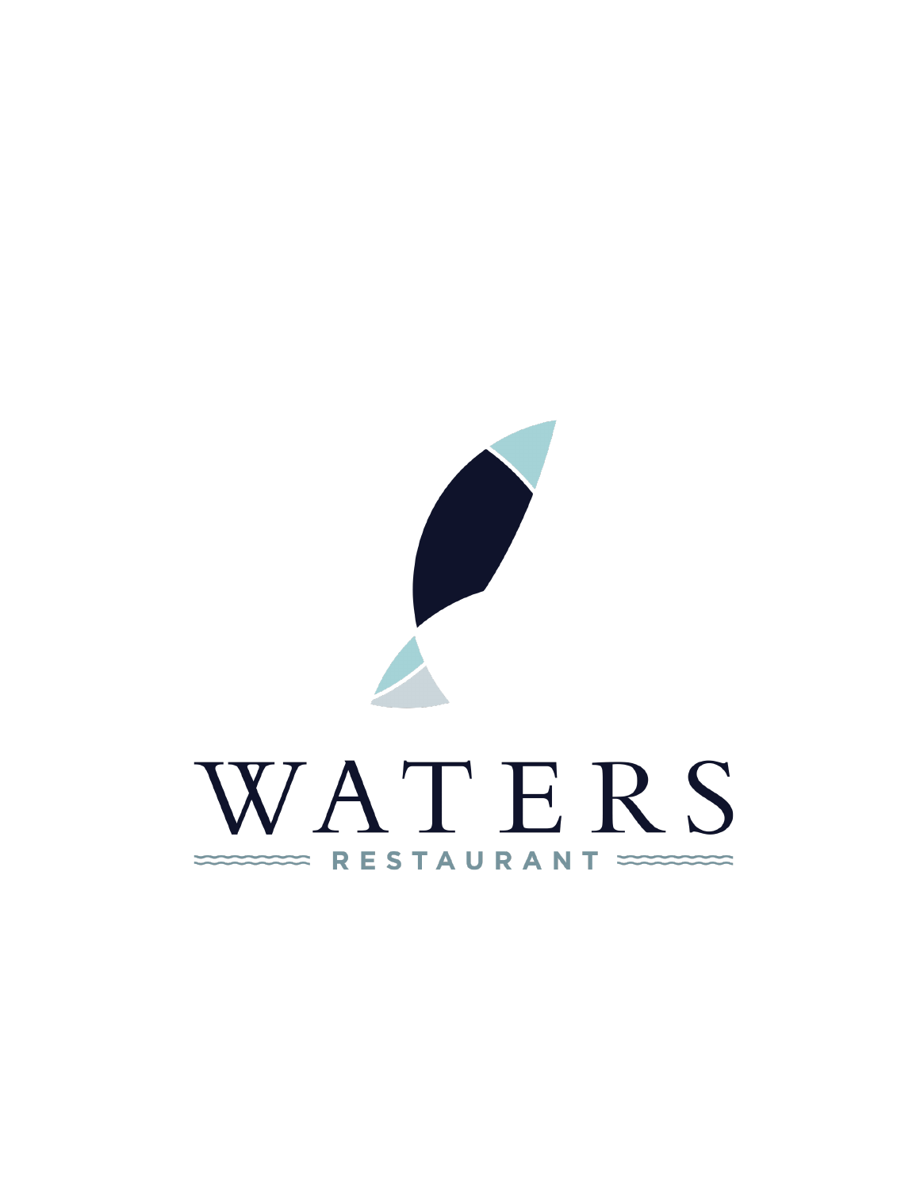WATERS

RESTAURANT